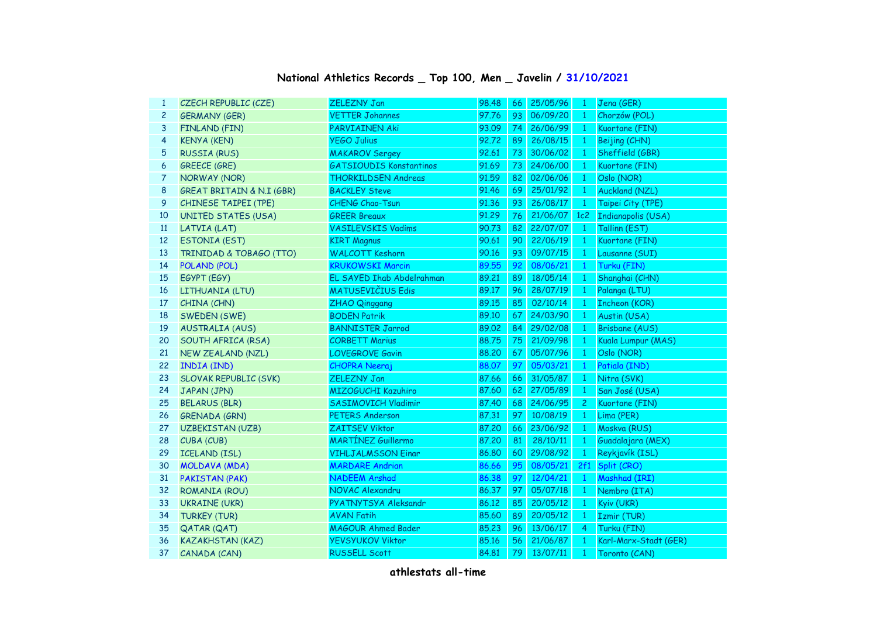## National Athletics Records _ Top 100, Men _ Javelin / 31/10/2021

| | | | | | | | |
|---|---|---|---|---|---|---|---|
| 1 | CZECH REPUBLIC (CZE) | ZELEZNY Jan | 98.48 | 66 | 25/05/96 | 1 | Jena (GER) |
| 2 | GERMANY (GER) | VETTER Johannes | 97.76 | 93 | 06/09/20 | 1 | Chorzów (POL) |
| 3 | FINLAND (FIN) | PARVIAINEN Aki | 93.09 | 74 | 26/06/99 | 1 | Kuortane (FIN) |
| 4 | KENYA (KEN) | YEGO Julius | 92.72 | 89 | 26/08/15 | 1 | Beijing (CHN) |
| 5 | RUSSIA (RUS) | MAKAROV Sergey | 92.61 | 73 | 30/06/02 | 1 | Sheffield (GBR) |
| 6 | GREECE (GRE) | GATSIOUDIS Konstantinos | 91.69 | 73 | 24/06/00 | 1 | Kuortane (FIN) |
| 7 | NORWAY (NOR) | THORKILDSEN Andreas | 91.59 | 82 | 02/06/06 | 1 | Oslo (NOR) |
| 8 | GREAT BRITAIN & N.I (GBR) | BACKLEY Steve | 91.46 | 69 | 25/01/92 | 1 | Auckland (NZL) |
| 9 | CHINESE TAIPEI (TPE) | CHENG Chao-Tsun | 91.36 | 93 | 26/08/17 | 1 | Taipei City (TPE) |
| 10 | UNITED STATES (USA) | GREER Breaux | 91.29 | 76 | 21/06/07 | 1c2 | Indianapolis (USA) |
| 11 | LATVIA (LAT) | VASILEVSKIS Vadims | 90.73 | 82 | 22/07/07 | 1 | Tallinn (EST) |
| 12 | ESTONIA (EST) | KIRT Magnus | 90.61 | 90 | 22/06/19 | 1 | Kuortane (FIN) |
| 13 | TRINIDAD & TOBAGO (TTO) | WALCOTT Keshorn | 90.16 | 93 | 09/07/15 | 1 | Lausanne (SUI) |
| 14 | POLAND (POL) | KRUKOWSKI Marcin | 89.55 | 92 | 08/06/21 | 1 | Turku (FIN) |
| 15 | EGYPT (EGY) | EL SAYED Ihab Abdelrahman | 89.21 | 89 | 18/05/14 | 1 | Shanghai (CHN) |
| 16 | LITHUANIA (LTU) | MATUSEVIČIUS Edis | 89.17 | 96 | 28/07/19 | 1 | Palanga (LTU) |
| 17 | CHINA (CHN) | ZHAO Qinggang | 89.15 | 85 | 02/10/14 | 1 | Incheon (KOR) |
| 18 | SWEDEN (SWE) | BODEN Patrik | 89.10 | 67 | 24/03/90 | 1 | Austin (USA) |
| 19 | AUSTRALIA (AUS) | BANNISTER Jarrod | 89.02 | 84 | 29/02/08 | 1 | Brisbane (AUS) |
| 20 | SOUTH AFRICA (RSA) | CORBETT Marius | 88.75 | 75 | 21/09/98 | 1 | Kuala Lumpur (MAS) |
| 21 | NEW ZEALAND (NZL) | LOVEGROVE Gavin | 88.20 | 67 | 05/07/96 | 1 | Oslo (NOR) |
| 22 | INDIA (IND) | CHOPRA Neeraj | 88.07 | 97 | 05/03/21 | 1 | Patiala (IND) |
| 23 | SLOVAK REPUBLIC (SVK) | ZELEZNY Jan | 87.66 | 66 | 31/05/87 | 1 | Nitra (SVK) |
| 24 | JAPAN (JPN) | MIZOGUCHI Kazuhiro | 87.60 | 62 | 27/05/89 | 1 | San José (USA) |
| 25 | BELARUS (BLR) | SASIMOVICH Vladimir | 87.40 | 68 | 24/06/95 | 2 | Kuortane (FIN) |
| 26 | GRENADA (GRN) | PETERS Anderson | 87.31 | 97 | 10/08/19 | 1 | Lima (PER) |
| 27 | UZBEKISTAN (UZB) | ZAITSEV Viktor | 87.20 | 66 | 23/06/92 | 1 | Moskva (RUS) |
| 28 | CUBA (CUB) | MARTÍNEZ Guillermo | 87.20 | 81 | 28/10/11 | 1 | Guadalajara (MEX) |
| 29 | ICELAND (ISL) | VIHLJALMSSON Einar | 86.80 | 60 | 29/08/92 | 1 | Reykjavík (ISL) |
| 30 | MOLDAVA (MDA) | MARDARE Andrian | 86.66 | 95 | 08/05/21 | 2f1 | Split (CRO) |
| 31 | PAKISTAN (PAK) | NADEEM Arshad | 86.38 | 97 | 12/04/21 | 1 | Mashhad (IRI) |
| 32 | ROMANIA (ROU) | NOVAC Alexandru | 86.37 | 97 | 05/07/18 | 1 | Nembro (ITA) |
| 33 | UKRAINE (UKR) | PYATNYTSYA Aleksandr | 86.12 | 85 | 20/05/12 | 1 | Kyiv (UKR) |
| 34 | TURKEY (TUR) | AVAN Fatih | 85.60 | 89 | 20/05/12 | 1 | Izmir (TUR) |
| 35 | QATAR (QAT) | MAGOUR Ahmed Bader | 85.23 | 96 | 13/06/17 | 4 | Turku (FIN) |
| 36 | KAZAKHSTAN (KAZ) | YEVSYUKOV Viktor | 85.16 | 56 | 21/06/87 | 1 | Karl-Marx-Stadt (GER) |
| 37 | CANADA (CAN) | RUSSELL Scott | 84.81 | 79 | 13/07/11 | 1 | Toronto (CAN) |

**athlestats all-time**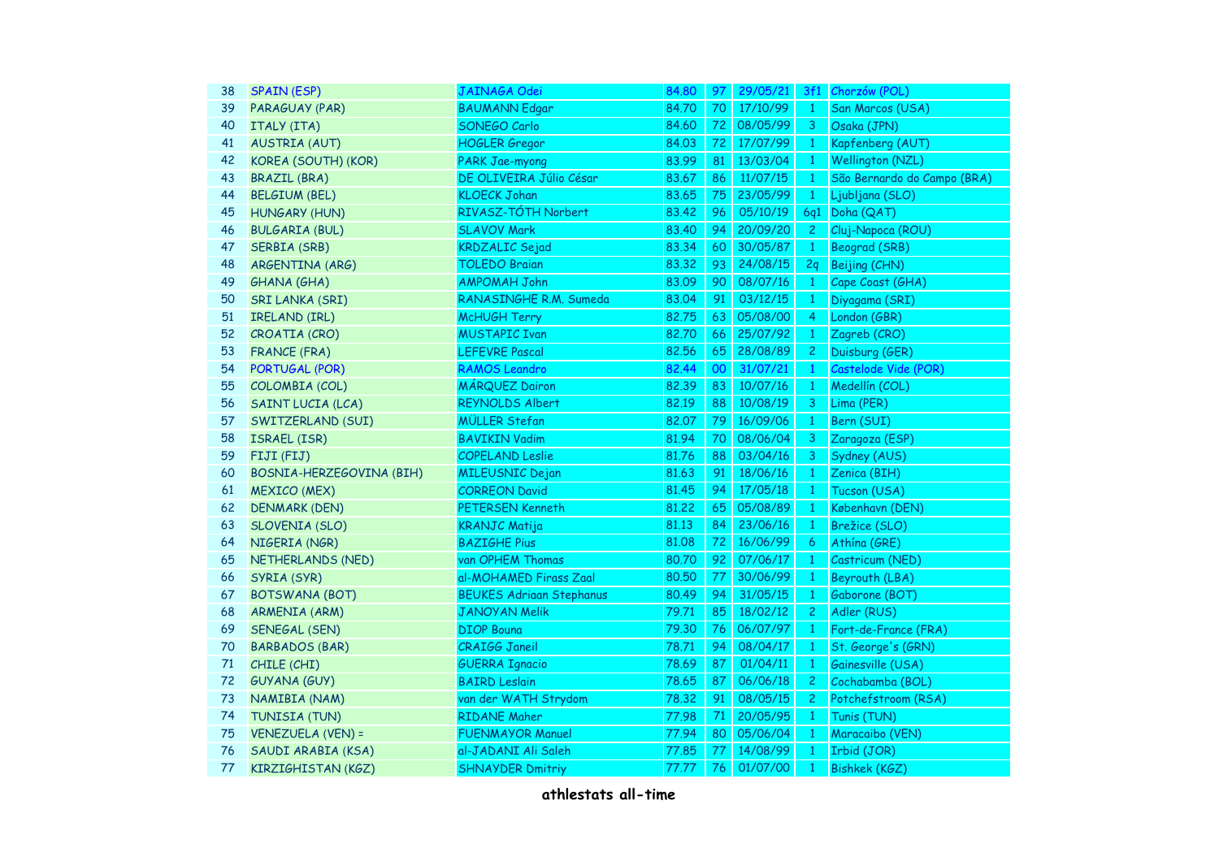| | | | | | | | |
|---|---|---|---|---|---|---|---|
| 38 | SPAIN (ESP) | JAINAGA Odei | 84.80 | 97 | 29/05/21 | 3f1 | Chorzów (POL) |
| 39 | PARAGUAY (PAR) | BAUMANN Edgar | 84.70 | 70 | 17/10/99 | 1 | San Marcos (USA) |
| 40 | ITALY (ITA) | SONEGO Carlo | 84.60 | 72 | 08/05/99 | 3 | Osaka (JPN) |
| 41 | AUSTRIA (AUT) | HOGLER Gregor | 84.03 | 72 | 17/07/99 | 1 | Kapfenberg (AUT) |
| 42 | KOREA (SOUTH) (KOR) | PARK Jae-myong | 83.99 | 81 | 13/03/04 | 1 | Wellington (NZL) |
| 43 | BRAZIL (BRA) | DE OLIVEIRA Júlio César | 83.67 | 86 | 11/07/15 | 1 | São Bernardo do Campo (BRA) |
| 44 | BELGIUM (BEL) | KLOECK Johan | 83.65 | 75 | 23/05/99 | 1 | Ljubljana (SLO) |
| 45 | HUNGARY (HUN) | RIVASZ-TÓTH Norbert | 83.42 | 96 | 05/10/19 | 6q1 | Doha (QAT) |
| 46 | BULGARIA (BUL) | SLAVOV Mark | 83.40 | 94 | 20/09/20 | 2 | Cluj-Napoca (ROU) |
| 47 | SERBIA (SRB) | KRDZALIC Sejad | 83.34 | 60 | 30/05/87 | 1 | Beograd (SRB) |
| 48 | ARGENTINA (ARG) | TOLEDO Braian | 83.32 | 93 | 24/08/15 | 2q | Beijing (CHN) |
| 49 | GHANA (GHA) | AMPOMAH John | 83.09 | 90 | 08/07/16 | 1 | Cape Coast (GHA) |
| 50 | SRI LANKA (SRI) | RANASINGHE R.M. Sumeda | 83.04 | 91 | 03/12/15 | 1 | Diyagama (SRI) |
| 51 | IRELAND (IRL) | McHUGH Terry | 82.75 | 63 | 05/08/00 | 4 | London (GBR) |
| 52 | CROATIA (CRO) | MUSTAPIC Ivan | 82.70 | 66 | 25/07/92 | 1 | Zagreb (CRO) |
| 53 | FRANCE (FRA) | LEFEVRE Pascal | 82.56 | 65 | 28/08/89 | 2 | Duisburg (GER) |
| 54 | PORTUGAL (POR) | RAMOS Leandro | 82.44 | 00 | 31/07/21 | 1 | Castelode Vide (POR) |
| 55 | COLOMBIA (COL) | MÁRQUEZ Dairon | 82.39 | 83 | 10/07/16 | 1 | Medellín (COL) |
| 56 | SAINT LUCIA (LCA) | REYNOLDS Albert | 82.19 | 88 | 10/08/19 | 3 | Lima (PER) |
| 57 | SWITZERLAND (SUI) | MÜLLER Stefan | 82.07 | 79 | 16/09/06 | 1 | Bern (SUI) |
| 58 | ISRAEL (ISR) | BAVIKIN Vadim | 81.94 | 70 | 08/06/04 | 3 | Zaragoza (ESP) |
| 59 | FIJI (FIJ) | COPELAND Leslie | 81.76 | 88 | 03/04/16 | 3 | Sydney (AUS) |
| 60 | BOSNIA-HERZEGOVINA (BIH) | MILEUSNIC Dejan | 81.63 | 91 | 18/06/16 | 1 | Zenica (BIH) |
| 61 | MEXICO (MEX) | CORREON David | 81.45 | 94 | 17/05/18 | 1 | Tucson (USA) |
| 62 | DENMARK (DEN) | PETERSEN Kenneth | 81.22 | 65 | 05/08/89 | 1 | København (DEN) |
| 63 | SLOVENIA (SLO) | KRANJC Matija | 81.13 | 84 | 23/06/16 | 1 | Brežice (SLO) |
| 64 | NIGERIA (NGR) | BAZIGHE Pius | 81.08 | 72 | 16/06/99 | 6 | Athína (GRE) |
| 65 | NETHERLANDS (NED) | van OPHEM Thomas | 80.70 | 92 | 07/06/17 | 1 | Castricum (NED) |
| 66 | SYRIA (SYR) | al-MOHAMED Firass Zaal | 80.50 | 77 | 30/06/99 | 1 | Beyrouth (LBA) |
| 67 | BOTSWANA (BOT) | BEUKES Adriaan Stephanus | 80.49 | 94 | 31/05/15 | 1 | Gaborone (BOT) |
| 68 | ARMENIA (ARM) | JANOYAN Melik | 79.71 | 85 | 18/02/12 | 2 | Adler (RUS) |
| 69 | SENEGAL (SEN) | DIOP Bouna | 79.30 | 76 | 06/07/97 | 1 | Fort-de-France (FRA) |
| 70 | BARBADOS (BAR) | CRAIGG Janeil | 78.71 | 94 | 08/04/17 | 1 | St. George's (GRN) |
| 71 | CHILE (CHI) | GUERRA Ignacio | 78.69 | 87 | 01/04/11 | 1 | Gainesville (USA) |
| 72 | GUYANA (GUY) | BAIRD Leslain | 78.65 | 87 | 06/06/18 | 2 | Cochabamba (BOL) |
| 73 | NAMIBIA (NAM) | van der WATH Strydom | 78.32 | 91 | 08/05/15 | 2 | Potchefstroom (RSA) |
| 74 | TUNISIA (TUN) | RIDANE Maher | 77.98 | 71 | 20/05/95 | 1 | Tunis (TUN) |
| 75 | VENEZUELA (VEN) = | FUENMAYOR Manuel | 77.94 | 80 | 05/06/04 | 1 | Maracaibo (VEN) |
| 76 | SAUDI ARABIA (KSA) | al-JADANI Ali Saleh | 77.85 | 77 | 14/08/99 | 1 | Irbid (JOR) |
| 77 | KIRZIGHISTAN (KGZ) | SHNAYDER Dmitriy | 77.77 | 76 | 01/07/00 | 1 | Bishkek (KGZ) |

**athlestats all-time**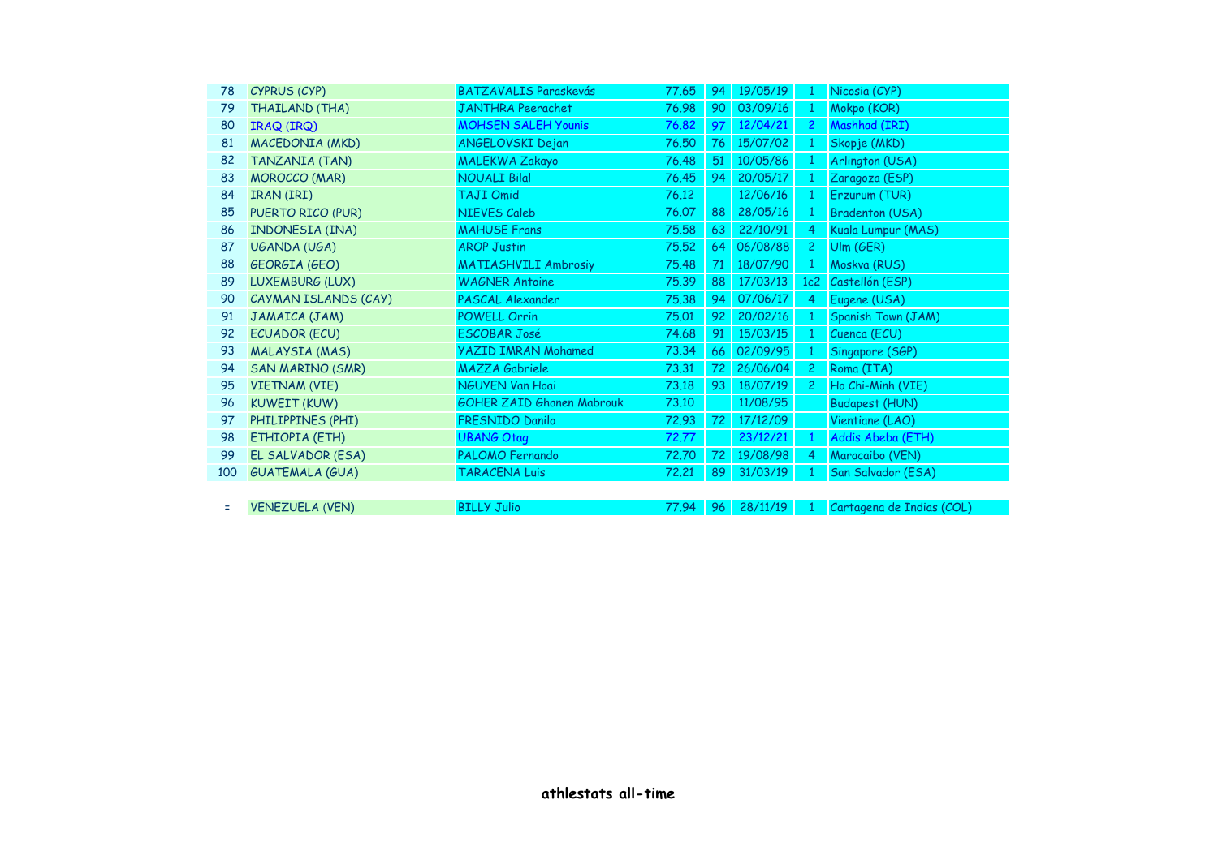| | | | | | | | |
|---|---|---|---|---|---|---|---|
| 78 | CYPRUS (CYP) | BATZAVALIS Paraskevás | 77.65 | 94 | 19/05/19 | 1 | Nicosia (CYP) |
| 79 | THAILAND (THA) | JANTHRA Peerachet | 76.98 | 90 | 03/09/16 | 1 | Mokpo (KOR) |
| 80 | IRAQ (IRQ) | MOHSEN SALEH Younis | 76.82 | 97 | 12/04/21 | 2 | Mashhad (IRI) |
| 81 | MACEDONIA (MKD) | ANGELOVSKI Dejan | 76.50 | 76 | 15/07/02 | 1 | Skopje (MKD) |
| 82 | TANZANIA (TAN) | MALEKWA Zakayo | 76.48 | 51 | 10/05/86 | 1 | Arlington (USA) |
| 83 | MOROCCO (MAR) | NOUALI Bilal | 76.45 | 94 | 20/05/17 | 1 | Zaragoza (ESP) |
| 84 | IRAN (IRI) | TAJI Omid | 76.12 | | 12/06/16 | 1 | Erzurum (TUR) |
| 85 | PUERTO RICO (PUR) | NIEVES Caleb | 76.07 | 88 | 28/05/16 | 1 | Bradenton (USA) |
| 86 | INDONESIA (INA) | MAHUSE Frans | 75.58 | 63 | 22/10/91 | 4 | Kuala Lumpur (MAS) |
| 87 | UGANDA (UGA) | AROP Justin | 75.52 | 64 | 06/08/88 | 2 | Ulm (GER) |
| 88 | GEORGIA (GEO) | MATIASHVILI Ambrosiy | 75.48 | 71 | 18/07/90 | 1 | Moskva (RUS) |
| 89 | LUXEMBURG (LUX) | WAGNER Antoine | 75.39 | 88 | 17/03/13 | 1c2 | Castellón (ESP) |
| 90 | CAYMAN ISLANDS (CAY) | PASCAL Alexander | 75.38 | 94 | 07/06/17 | 4 | Eugene (USA) |
| 91 | JAMAICA (JAM) | POWELL Orrin | 75.01 | 92 | 20/02/16 | 1 | Spanish Town (JAM) |
| 92 | ECUADOR (ECU) | ESCOBAR José | 74.68 | 91 | 15/03/15 | 1 | Cuenca (ECU) |
| 93 | MALAYSIA (MAS) | YAZID IMRAN Mohamed | 73.34 | 66 | 02/09/95 | 1 | Singapore (SGP) |
| 94 | SAN MARINO (SMR) | MAZZA Gabriele | 73.31 | 72 | 26/06/04 | 2 | Roma (ITA) |
| 95 | VIETNAM (VIE) | NGUYEN Van Hoai | 73.18 | 93 | 18/07/19 | 2 | Ho Chi-Minh (VIE) |
| 96 | KUWEIT (KUW) | GOHER ZAID Ghanen Mabrouk | 73.10 | | 11/08/95 | | Budapest (HUN) |
| 97 | PHILIPPINES (PHI) | FRESNIDO Danilo | 72.93 | 72 | 17/12/09 | | Vientiane (LAO) |
| 98 | ETHIOPIA (ETH) | UBANG Otag | 72.77 | | 23/12/21 | 1 | Addis Abeba (ETH) |
| 99 | EL SALVADOR (ESA) | PALOMO Fernando | 72.70 | 72 | 19/08/98 | 4 | Maracaibo (VEN) |
| 100 | GUATEMALA (GUA) | TARACENA Luis | 72.21 | 89 | 31/03/19 | 1 | San Salvador (ESA) |
| = | VENEZUELA (VEN) | BILLY Julio | 77.94 | 96 | 28/11/19 | 1 | Cartagena de Indias (COL) |

**athlestats all-time**